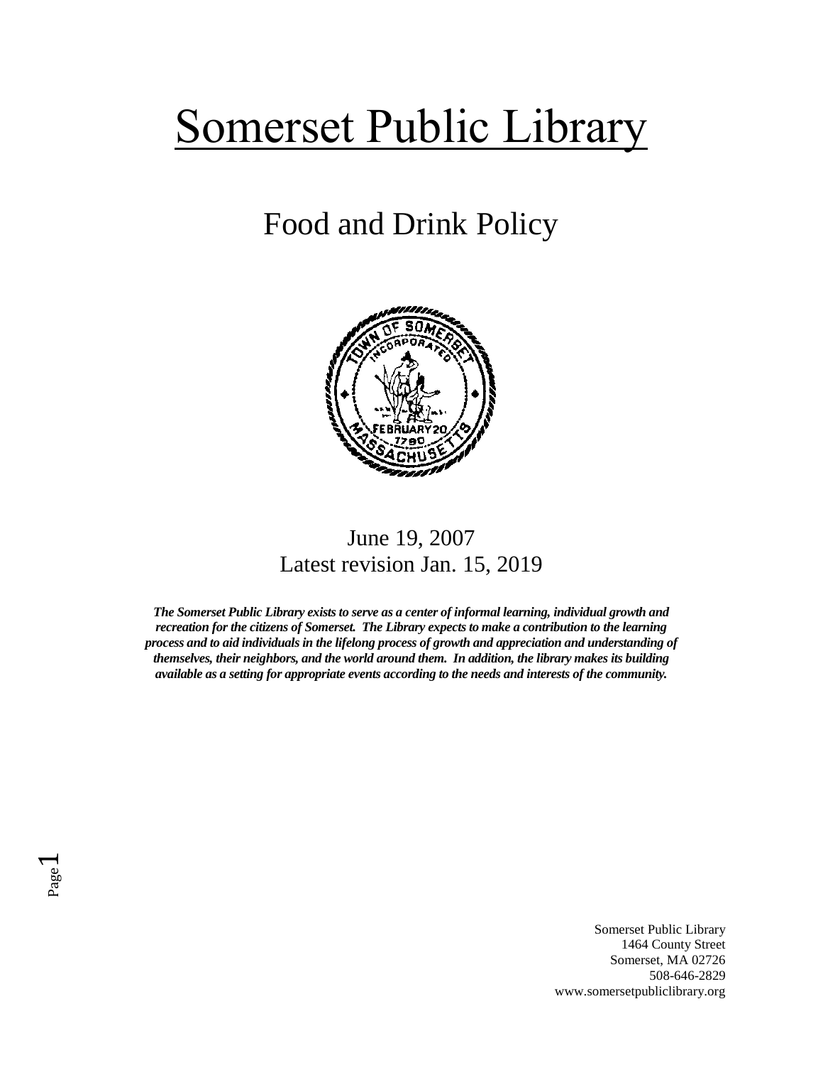# Somerset Public Library

## Food and Drink Policy

June 19, 2007
Latest revision Jan. 15, 2019

***The Somerset Public Library exists to serve as a center of informal learning, individual growth and recreation for the citizens of Somerset. The Library expects to make a contribution to the learning process and to aid individuals in the lifelong process of growth and appreciation and understanding of themselves, their neighbors, and the world around them. In addition, the library makes its building available as a setting for appropriate events according to the needs and interests of the community.***

Somerset Public Library
1464 County Street
Somerset, MA 02726
508-646-2829
www.somersetpubliclibrary.org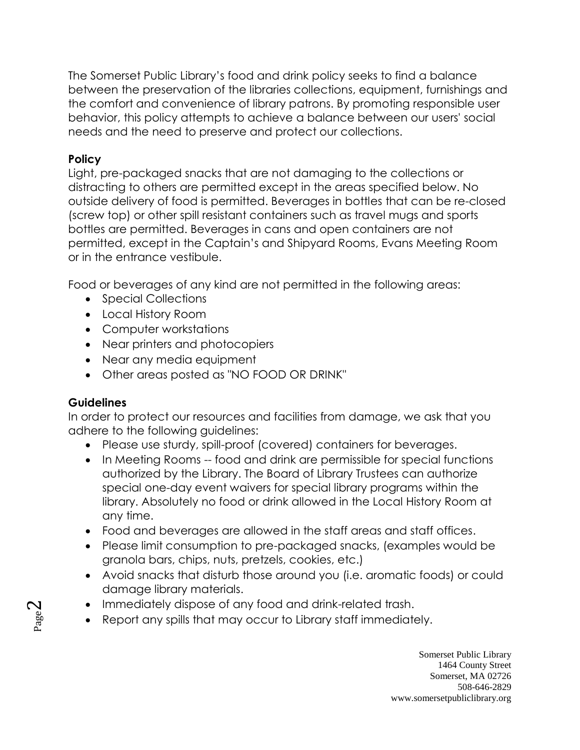The Somerset Public Library's food and drink policy seeks to find a balance between the preservation of the libraries collections, equipment, furnishings and the comfort and convenience of library patrons. By promoting responsible user behavior, this policy attempts to achieve a balance between our users' social needs and the need to preserve and protect our collections.

**Policy**

Light, pre-packaged snacks that are not damaging to the collections or distracting to others are permitted except in the areas specified below. No outside delivery of food is permitted. Beverages in bottles that can be re-closed (screw top) or other spill resistant containers such as travel mugs and sports bottles are permitted. Beverages in cans and open containers are not permitted, except in the Captain's and Shipyard Rooms, Evans Meeting Room or in the entrance vestibule.

Food or beverages of any kind are not permitted in the following areas:

- Special Collections
- Local History Room
- Computer workstations
- Near printers and photocopiers
- Near any media equipment
- Other areas posted as "NO FOOD OR DRINK"

**Guidelines**

In order to protect our resources and facilities from damage, we ask that you adhere to the following guidelines:

- Please use sturdy, spill-proof (covered) containers for beverages.
- In Meeting Rooms -- food and drink are permissible for special functions authorized by the Library. The Board of Library Trustees can authorize special one-day event waivers for special library programs within the library. Absolutely no food or drink allowed in the Local History Room at any time.
- Food and beverages are allowed in the staff areas and staff offices.
- Please limit consumption to pre-packaged snacks, (examples would be granola bars, chips, nuts, pretzels, cookies, etc.)
- Avoid snacks that disturb those around you (i.e. aromatic foods) or could damage library materials.
- Immediately dispose of any food and drink-related trash.
- Report any spills that may occur to Library staff immediately.

Somerset Public Library
1464 County Street
Somerset, MA 02726
508-646-2829
www.somersetpubliclibrary.org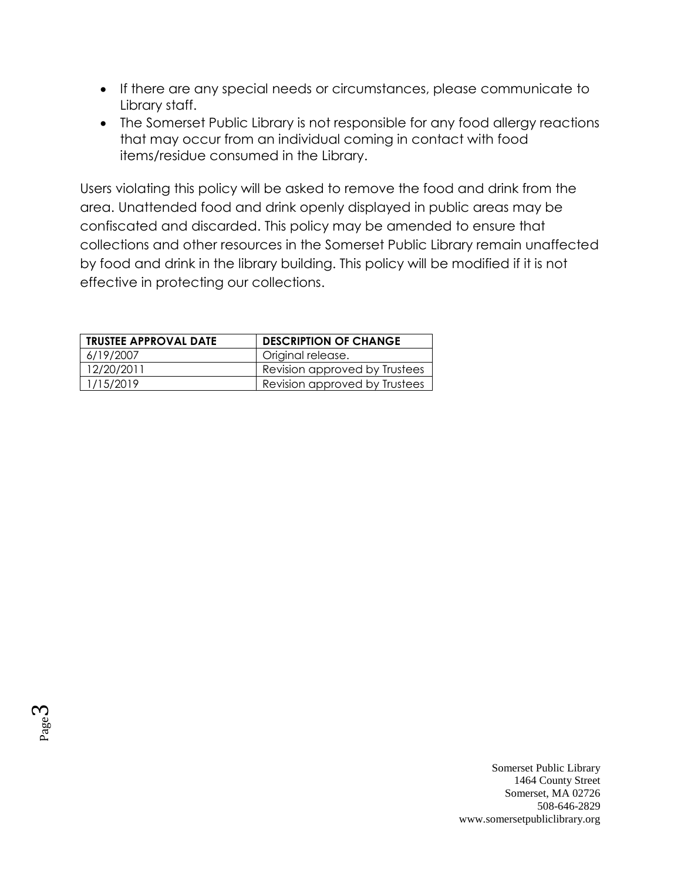- If there are any special needs or circumstances, please communicate to Library staff.
- The Somerset Public Library is not responsible for any food allergy reactions that may occur from an individual coming in contact with food items/residue consumed in the Library.

Users violating this policy will be asked to remove the food and drink from the area. Unattended food and drink openly displayed in public areas may be confiscated and discarded. This policy may be amended to ensure that collections and other resources in the Somerset Public Library remain unaffected by food and drink in the library building. This policy will be modified if it is not effective in protecting our collections.

| TRUSTEE APPROVAL DATE | DESCRIPTION OF CHANGE |
|---|---|
| 6/19/2007 | Original release. |
| 12/20/2011 | Revision approved by Trustees |
| 1/15/2019 | Revision approved by Trustees |

Somerset Public Library
1464 County Street
Somerset, MA 02726
508-646-2829
www.somersetpubliclibrary.org